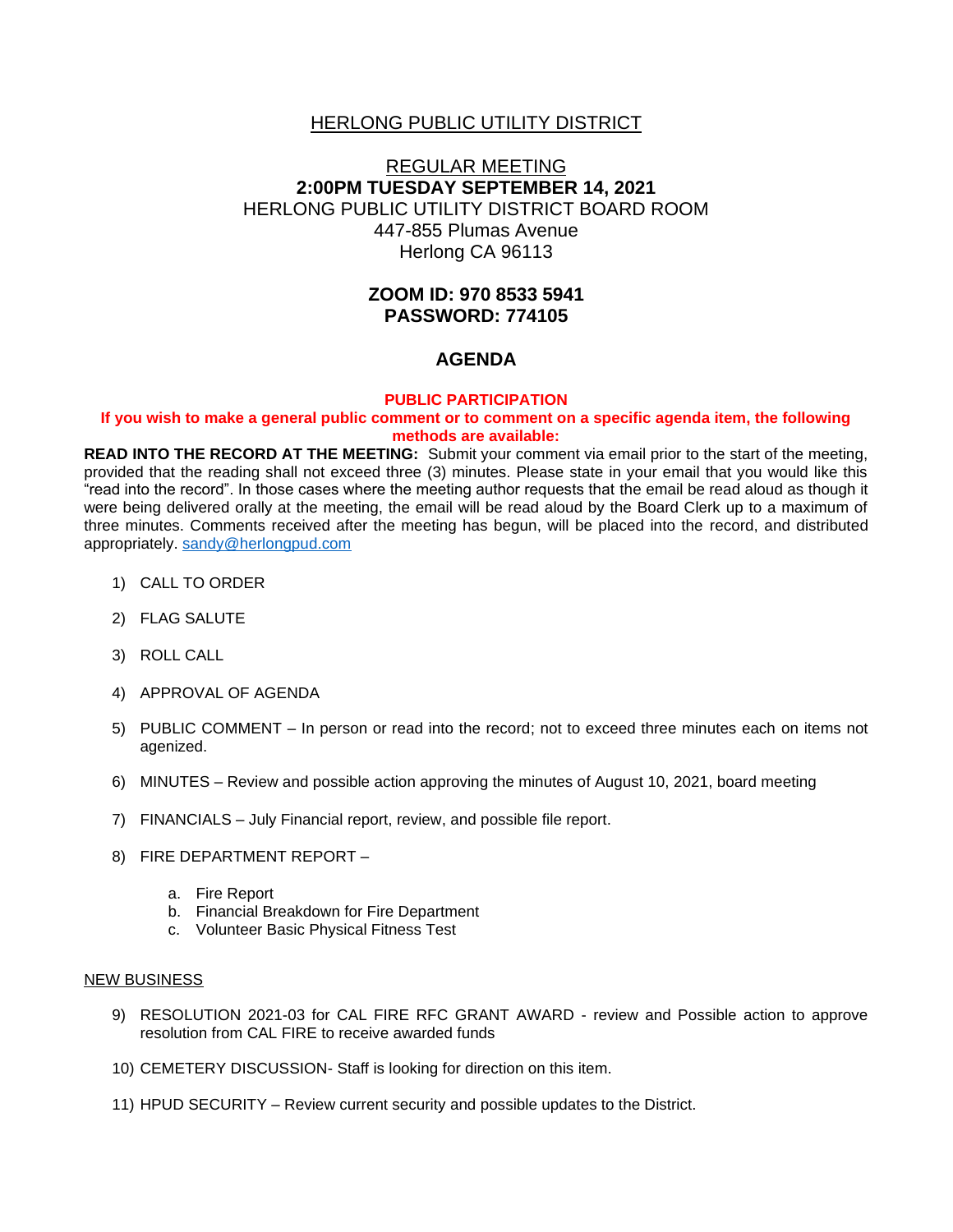# HERLONG PUBLIC UTILITY DISTRICT

REGULAR MEETING
**2:00PM TUESDAY SEPTEMBER 14, 2021**
HERLONG PUBLIC UTILITY DISTRICT BOARD ROOM
447-855 Plumas Avenue
Herlong CA 96113

**ZOOM ID: 970 8533 5941**
**PASSWORD: 774105**

## AGENDA

**PUBLIC PARTICIPATION**
**If you wish to make a general public comment or to comment on a specific agenda item, the following methods are available:**

**READ INTO THE RECORD AT THE MEETING:** Submit your comment via email prior to the start of the meeting, provided that the reading shall not exceed three (3) minutes. Please state in your email that you would like this "read into the record". In those cases where the meeting author requests that the email be read aloud as though it were being delivered orally at the meeting, the email will be read aloud by the Board Clerk up to a maximum of three minutes. Comments received after the meeting has begun, will be placed into the record, and distributed appropriately. sandy@herlongpud.com

1) CALL TO ORDER
2) FLAG SALUTE
3) ROLL CALL
4) APPROVAL OF AGENDA
5) PUBLIC COMMENT – In person or read into the record; not to exceed three minutes each on items not agenized.
6) MINUTES – Review and possible action approving the minutes of August 10, 2021, board meeting
7) FINANCIALS – July Financial report, review, and possible file report.
8) FIRE DEPARTMENT REPORT –
   a. Fire Report
   b. Financial Breakdown for Fire Department
   c. Volunteer Basic Physical Fitness Test

NEW BUSINESS

9) RESOLUTION 2021-03 for CAL FIRE RFC GRANT AWARD - review and Possible action to approve resolution from CAL FIRE to receive awarded funds
10) CEMETERY DISCUSSION- Staff is looking for direction on this item.
11) HPUD SECURITY – Review current security and possible updates to the District.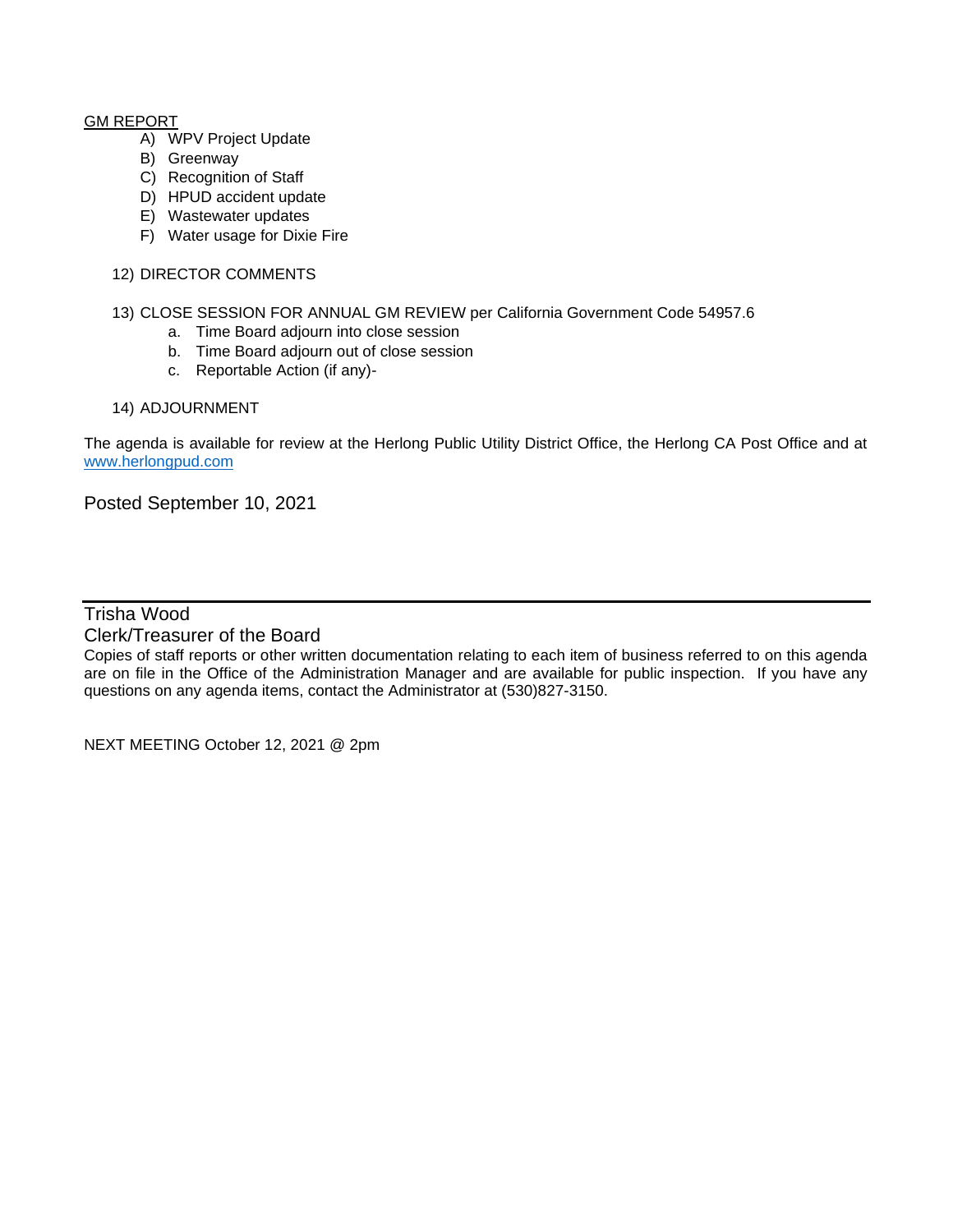GM REPORT

A) WPV Project Update
B) Greenway
C) Recognition of Staff
D) HPUD accident update
E) Wastewater updates
F) Water usage for Dixie Fire

12) DIRECTOR COMMENTS

13) CLOSE SESSION FOR ANNUAL GM REVIEW per California Government Code 54957.6
   a. Time Board adjourn into close session
   b. Time Board adjourn out of close session
   c. Reportable Action (if any)-

14) ADJOURNMENT

The agenda is available for review at the Herlong Public Utility District Office, the Herlong CA Post Office and at www.herlongpud.com

Posted September 10, 2021

---

Trisha Wood
Clerk/Treasurer of the Board

Copies of staff reports or other written documentation relating to each item of business referred to on this agenda are on file in the Office of the Administration Manager and are available for public inspection. If you have any questions on any agenda items, contact the Administrator at (530)827-3150.

NEXT MEETING October 12, 2021 @ 2pm